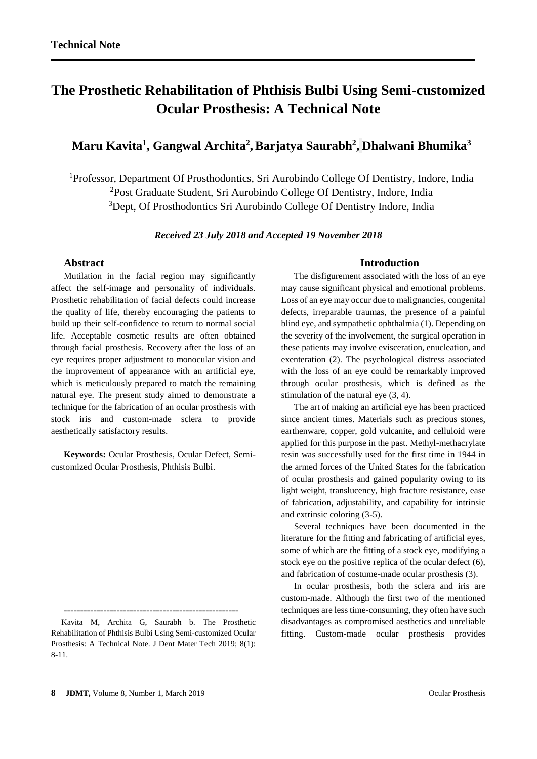**Technical Note**

# The Prosthetic Rehabilitation of Phthisis Bulbi Using Semi-customized Ocular Prosthesis: A Technical Note

## Maru Kavita[1], Gangwal Archita[2], Barjatya Saurabh[2], Dhalwani Bhumika[3]

[1]Professor, Department Of Prosthodontics, Sri Aurobindo College Of Dentistry, Indore, India
[2]Post Graduate Student, Sri Aurobindo College Of Dentistry, Indore, India
[3]Dept, Of Prosthodontics Sri Aurobindo College Of Dentistry Indore, India

*Received 23 July 2018 and Accepted 19 November 2018*

### Abstract

Mutilation in the facial region may significantly affect the self-image and personality of individuals. Prosthetic rehabilitation of facial defects could increase the quality of life, thereby encouraging the patients to build up their self-confidence to return to normal social life. Acceptable cosmetic results are often obtained through facial prosthesis. Recovery after the loss of an eye requires proper adjustment to monocular vision and the improvement of appearance with an artificial eye, which is meticulously prepared to match the remaining natural eye. The present study aimed to demonstrate a technique for the fabrication of an ocular prosthesis with stock iris and custom-made sclera to provide aesthetically satisfactory results.

**Keywords:** Ocular Prosthesis, Ocular Defect, Semi-customized Ocular Prosthesis, Phthisis Bulbi.

-----------------------------------------------------

Kavita M, Archita G, Saurabh b. The Prosthetic Rehabilitation of Phthisis Bulbi Using Semi-customized Ocular Prosthesis: A Technical Note. J Dent Mater Tech 2019; 8(1): 8-11.

### Introduction

The disfigurement associated with the loss of an eye may cause significant physical and emotional problems. Loss of an eye may occur due to malignancies, congenital defects, irreparable traumas, the presence of a painful blind eye, and sympathetic ophthalmia (1). Depending on the severity of the involvement, the surgical operation in these patients may involve evisceration, enucleation, and exenteration (2). The psychological distress associated with the loss of an eye could be remarkably improved through ocular prosthesis, which is defined as the stimulation of the natural eye (3, 4).

The art of making an artificial eye has been practiced since ancient times. Materials such as precious stones, earthenware, copper, gold vulcanite, and celluloid were applied for this purpose in the past. Methyl-methacrylate resin was successfully used for the first time in 1944 in the armed forces of the United States for the fabrication of ocular prosthesis and gained popularity owing to its light weight, translucency, high fracture resistance, ease of fabrication, adjustability, and capability for intrinsic and extrinsic coloring (3-5).

Several techniques have been documented in the literature for the fitting and fabricating of artificial eyes, some of which are the fitting of a stock eye, modifying a stock eye on the positive replica of the ocular defect (6), and fabrication of costume-made ocular prosthesis (3).

In ocular prosthesis, both the sclera and iris are custom-made. Although the first two of the mentioned techniques are less time-consuming, they often have such disadvantages as compromised aesthetics and unreliable fitting. Custom-made ocular prosthesis provides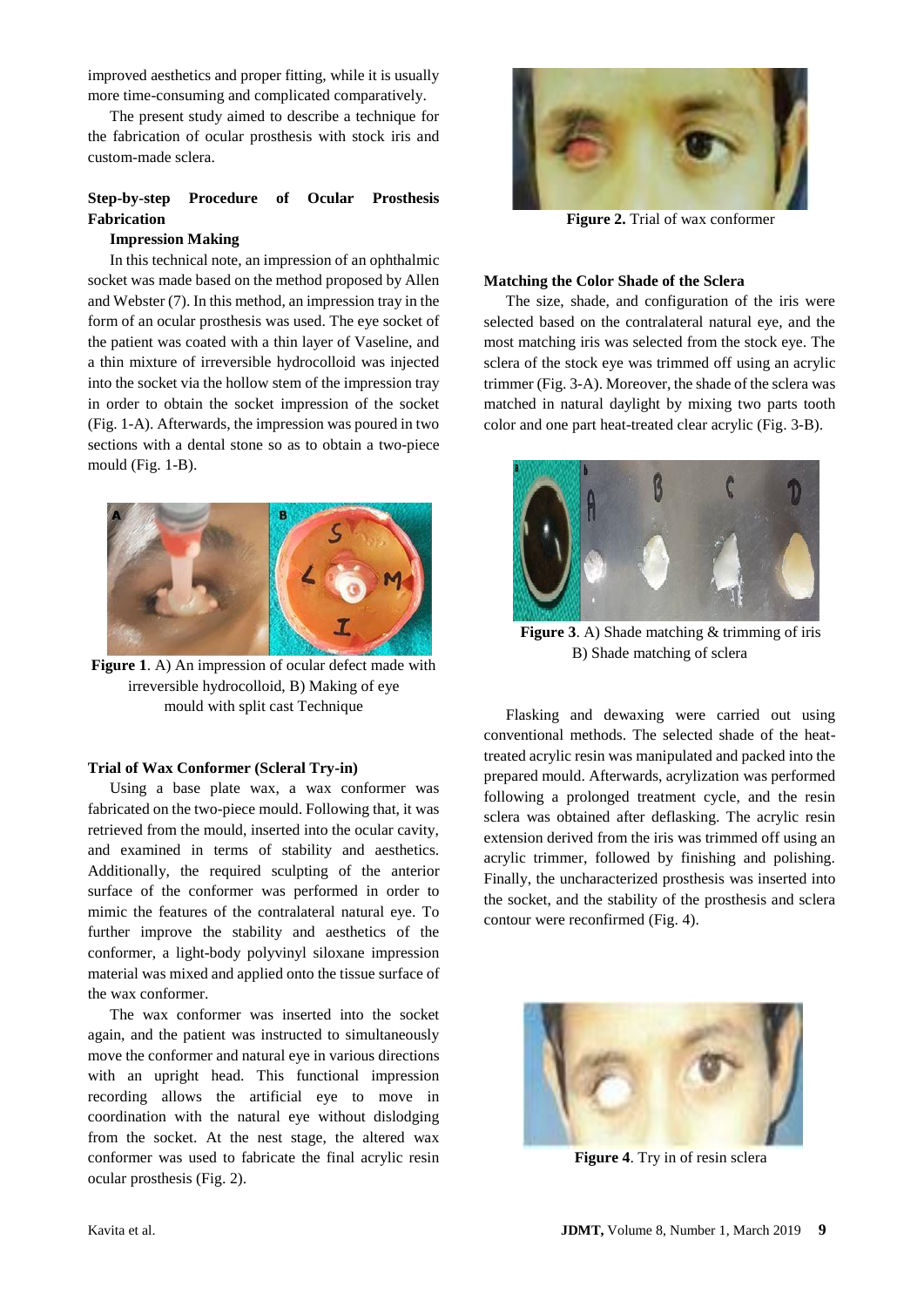improved aesthetics and proper fitting, while it is usually more time-consuming and complicated comparatively.

The present study aimed to describe a technique for the fabrication of ocular prosthesis with stock iris and custom-made sclera.

## Step-by-step Procedure of Ocular Prosthesis Fabrication

### Impression Making

In this technical note, an impression of an ophthalmic socket was made based on the method proposed by Allen and Webster (7). In this method, an impression tray in the form of an ocular prosthesis was used. The eye socket of the patient was coated with a thin layer of Vaseline, and a thin mixture of irreversible hydrocolloid was injected into the socket via the hollow stem of the impression tray in order to obtain the socket impression of the socket (Fig. 1-A). Afterwards, the impression was poured in two sections with a dental stone so as to obtain a two-piece mould (Fig. 1-B).

**Figure 1**. A) An impression of ocular defect made with irreversible hydrocolloid, B) Making of eye mould with split cast Technique

### Trial of Wax Conformer (Scleral Try-in)

Using a base plate wax, a wax conformer was fabricated on the two-piece mould. Following that, it was retrieved from the mould, inserted into the ocular cavity, and examined in terms of stability and aesthetics. Additionally, the required sculpting of the anterior surface of the conformer was performed in order to mimic the features of the contralateral natural eye. To further improve the stability and aesthetics of the conformer, a light-body polyvinyl siloxane impression material was mixed and applied onto the tissue surface of the wax conformer.

The wax conformer was inserted into the socket again, and the patient was instructed to simultaneously move the conformer and natural eye in various directions with an upright head. This functional impression recording allows the artificial eye to move in coordination with the natural eye without dislodging from the socket. At the nest stage, the altered wax conformer was used to fabricate the final acrylic resin ocular prosthesis (Fig. 2).

**Figure 2.** Trial of wax conformer

### Matching the Color Shade of the Sclera

The size, shade, and configuration of the iris were selected based on the contralateral natural eye, and the most matching iris was selected from the stock eye. The sclera of the stock eye was trimmed off using an acrylic trimmer (Fig. 3-A). Moreover, the shade of the sclera was matched in natural daylight by mixing two parts tooth color and one part heat-treated clear acrylic (Fig. 3-B).

**Figure 3**. A) Shade matching & trimming of iris B) Shade matching of sclera

Flasking and dewaxing were carried out using conventional methods. The selected shade of the heat-treated acrylic resin was manipulated and packed into the prepared mould. Afterwards, acrylization was performed following a prolonged treatment cycle, and the resin sclera was obtained after deflasking. The acrylic resin extension derived from the iris was trimmed off using an acrylic trimmer, followed by finishing and polishing. Finally, the uncharacterized prosthesis was inserted into the socket, and the stability of the prosthesis and sclera contour were reconfirmed (Fig. 4).

**Figure 4**. Try in of resin sclera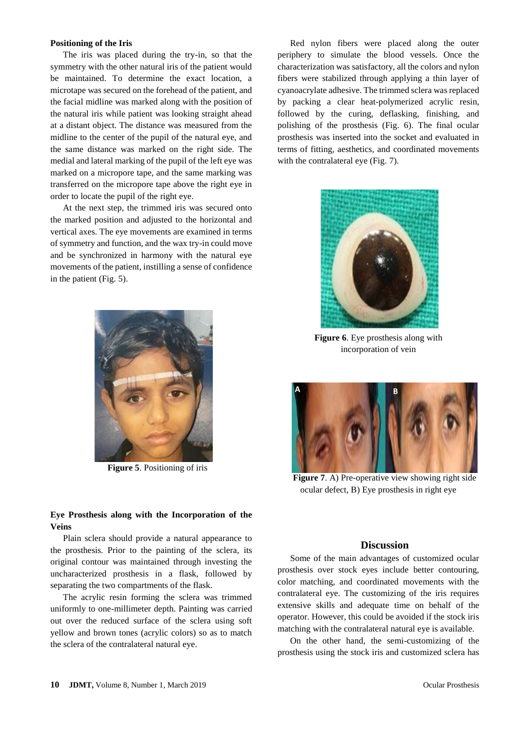#### Positioning of the Iris

The iris was placed during the try-in, so that the symmetry with the other natural iris of the patient would be maintained. To determine the exact location, a microtape was secured on the forehead of the patient, and the facial midline was marked along with the position of the natural iris while patient was looking straight ahead at a distant object. The distance was measured from the midline to the center of the pupil of the natural eye, and the same distance was marked on the right side. The medial and lateral marking of the pupil of the left eye was marked on a micropore tape, and the same marking was transferred on the micropore tape above the right eye in order to locate the pupil of the right eye.

At the next step, the trimmed iris was secured onto the marked position and adjusted to the horizontal and vertical axes. The eye movements are examined in terms of symmetry and function, and the wax try-in could move and be synchronized in harmony with the natural eye movements of the patient, instilling a sense of confidence in the patient (Fig. 5).

**Figure 5**. Positioning of iris

#### Eye Prosthesis along with the Incorporation of the Veins

Plain sclera should provide a natural appearance to the prosthesis. Prior to the painting of the sclera, its original contour was maintained through investing the uncharacterized prosthesis in a flask, followed by separating the two compartments of the flask.

The acrylic resin forming the sclera was trimmed uniformly to one-millimeter depth. Painting was carried out over the reduced surface of the sclera using soft yellow and brown tones (acrylic colors) so as to match the sclera of the contralateral natural eye.

Red nylon fibers were placed along the outer periphery to simulate the blood vessels. Once the characterization was satisfactory, all the colors and nylon fibers were stabilized through applying a thin layer of cyanoacrylate adhesive. The trimmed sclera was replaced by packing a clear heat-polymerized acrylic resin, followed by the curing, deflasking, finishing, and polishing of the prosthesis (Fig. 6). The final ocular prosthesis was inserted into the socket and evaluated in terms of fitting, aesthetics, and coordinated movements with the contralateral eye (Fig. 7).

**Figure 6**. Eye prosthesis along with incorporation of vein

**Figure 7**. A) Pre-operative view showing right side ocular defect, B) Eye prosthesis in right eye

## Discussion

Some of the main advantages of customized ocular prosthesis over stock eyes include better contouring, color matching, and coordinated movements with the contralateral eye. The customizing of the iris requires extensive skills and adequate time on behalf of the operator. However, this could be avoided if the stock iris matching with the contralateral natural eye is available.

On the other hand, the semi-customizing of the prosthesis using the stock iris and customized sclera has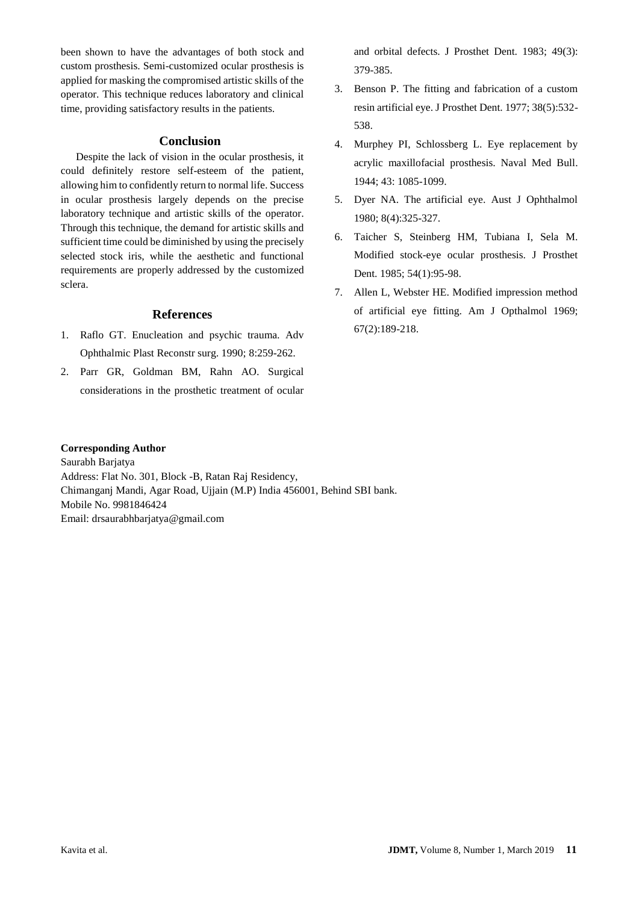been shown to have the advantages of both stock and custom prosthesis. Semi-customized ocular prosthesis is applied for masking the compromised artistic skills of the operator. This technique reduces laboratory and clinical time, providing satisfactory results in the patients.

## Conclusion

Despite the lack of vision in the ocular prosthesis, it could definitely restore self-esteem of the patient, allowing him to confidently return to normal life. Success in ocular prosthesis largely depends on the precise laboratory technique and artistic skills of the operator. Through this technique, the demand for artistic skills and sufficient time could be diminished by using the precisely selected stock iris, while the aesthetic and functional requirements are properly addressed by the customized sclera.

## References

1. Raflo GT. Enucleation and psychic trauma. Adv Ophthalmic Plast Reconstr surg. 1990; 8:259-262.
2. Parr GR, Goldman BM, Rahn AO. Surgical considerations in the prosthetic treatment of ocular and orbital defects. J Prosthet Dent. 1983; 49(3): 379-385.
3. Benson P. The fitting and fabrication of a custom resin artificial eye. J Prosthet Dent. 1977; 38(5):532-538.
4. Murphey PI, Schlossberg L. Eye replacement by acrylic maxillofacial prosthesis. Naval Med Bull. 1944; 43: 1085-1099.
5. Dyer NA. The artificial eye. Aust J Ophthalmol 1980; 8(4):325-327.
6. Taicher S, Steinberg HM, Tubiana I, Sela M. Modified stock-eye ocular prosthesis. J Prosthet Dent. 1985; 54(1):95-98.
7. Allen L, Webster HE. Modified impression method of artificial eye fitting. Am J Opthalmol 1969; 67(2):189-218.

**Corresponding Author**

Saurabh Barjatya

Address: Flat No. 301, Block -B, Ratan Raj Residency,

Chimanganj Mandi, Agar Road, Ujjain (M.P) India 456001, Behind SBI bank.

Mobile No. 9981846424

Email: drsaurabhbarjatya@gmail.com